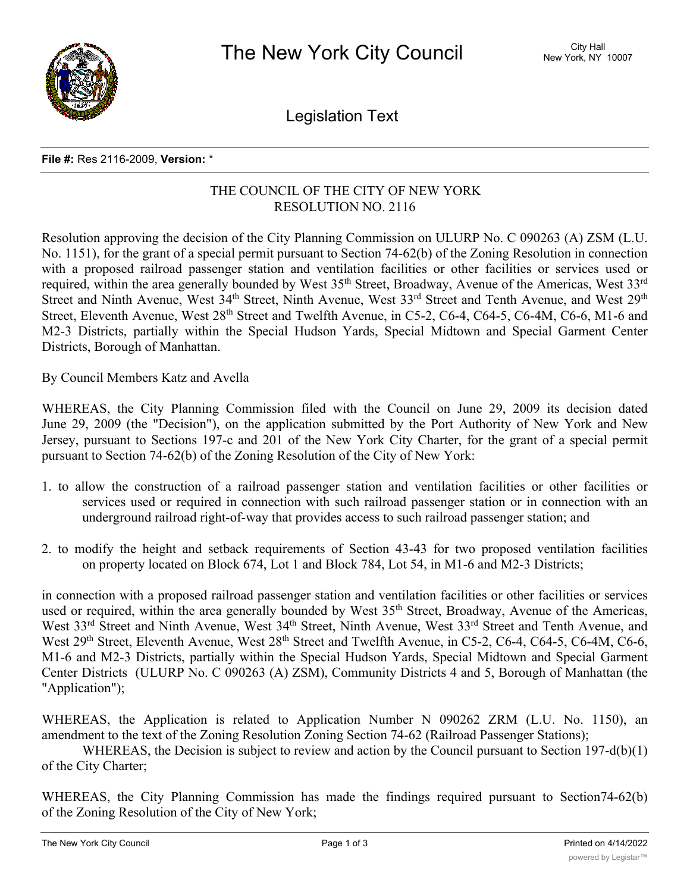# The New York City Council

City Hall
New York, NY 10007

## Legislation Text

**File #:** Res 2116-2009, **Version:** *

THE COUNCIL OF THE CITY OF NEW YORK
RESOLUTION NO. 2116

Resolution approving the decision of the City Planning Commission on ULURP No. C 090263 (A) ZSM (L.U. No. 1151), for the grant of a special permit pursuant to Section 74-62(b) of the Zoning Resolution in connection with a proposed railroad passenger station and ventilation facilities or other facilities or services used or required, within the area generally bounded by West 35th Street, Broadway, Avenue of the Americas, West 33rd Street and Ninth Avenue, West 34th Street, Ninth Avenue, West 33rd Street and Tenth Avenue, and West 29th Street, Eleventh Avenue, West 28th Street and Twelfth Avenue, in C5-2, C6-4, C64-5, C6-4M, C6-6, M1-6 and M2-3 Districts, partially within the Special Hudson Yards, Special Midtown and Special Garment Center Districts, Borough of Manhattan.

By Council Members Katz and Avella

WHEREAS, the City Planning Commission filed with the Council on June 29, 2009 its decision dated June 29, 2009 (the "Decision"), on the application submitted by the Port Authority of New York and New Jersey, pursuant to Sections 197-c and 201 of the New York City Charter, for the grant of a special permit pursuant to Section 74-62(b) of the Zoning Resolution of the City of New York:

1. to allow the construction of a railroad passenger station and ventilation facilities or other facilities or services used or required in connection with such railroad passenger station or in connection with an underground railroad right-of-way that provides access to such railroad passenger station; and

2. to modify the height and setback requirements of Section 43-43 for two proposed ventilation facilities on property located on Block 674, Lot 1 and Block 784, Lot 54, in M1-6 and M2-3 Districts;

in connection with a proposed railroad passenger station and ventilation facilities or other facilities or services used or required, within the area generally bounded by West 35th Street, Broadway, Avenue of the Americas, West 33rd Street and Ninth Avenue, West 34th Street, Ninth Avenue, West 33rd Street and Tenth Avenue, and West 29th Street, Eleventh Avenue, West 28th Street and Twelfth Avenue, in C5-2, C6-4, C64-5, C6-4M, C6-6, M1-6 and M2-3 Districts, partially within the Special Hudson Yards, Special Midtown and Special Garment Center Districts (ULURP No. C 090263 (A) ZSM), Community Districts 4 and 5, Borough of Manhattan (the "Application");

WHEREAS, the Application is related to Application Number N 090262 ZRM (L.U. No. 1150), an amendment to the text of the Zoning Resolution Zoning Section 74-62 (Railroad Passenger Stations);

WHEREAS, the Decision is subject to review and action by the Council pursuant to Section 197-d(b)(1) of the City Charter;

WHEREAS, the City Planning Commission has made the findings required pursuant to Section74-62(b) of the Zoning Resolution of the City of New York;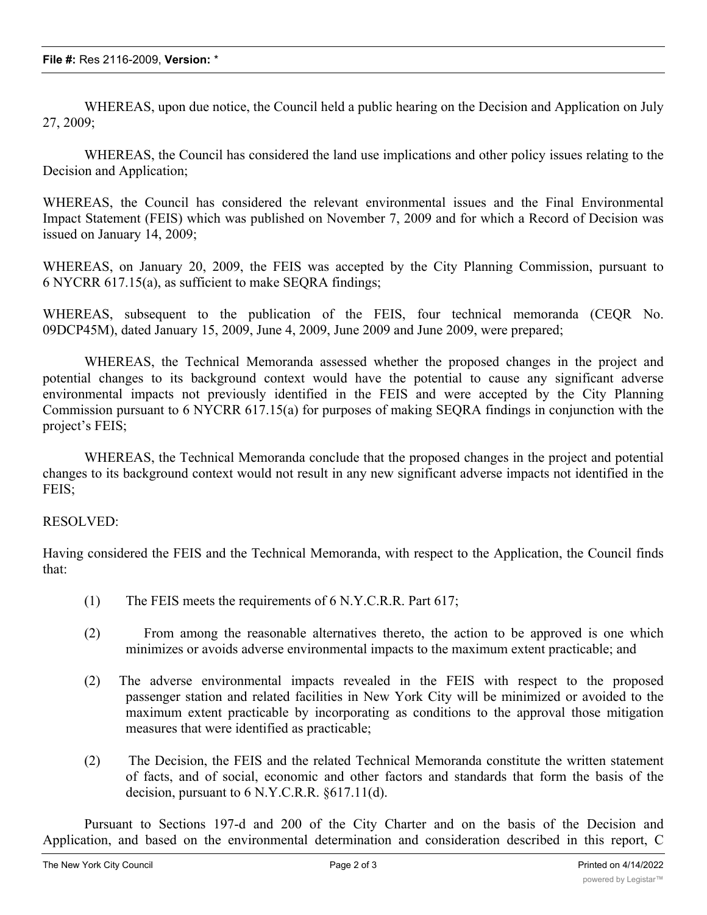WHEREAS, upon due notice, the Council held a public hearing on the Decision and Application on July 27, 2009;

WHEREAS, the Council has considered the land use implications and other policy issues relating to the Decision and Application;

WHEREAS, the Council has considered the relevant environmental issues and the Final Environmental Impact Statement (FEIS) which was published on November 7, 2009 and for which a Record of Decision was issued on January 14, 2009;

WHEREAS, on January 20, 2009, the FEIS was accepted by the City Planning Commission, pursuant to 6 NYCRR 617.15(a), as sufficient to make SEQRA findings;

WHEREAS, subsequent to the publication of the FEIS, four technical memoranda (CEQR No. 09DCP45M), dated January 15, 2009, June 4, 2009, June 2009 and June 2009, were prepared;

WHEREAS, the Technical Memoranda assessed whether the proposed changes in the project and potential changes to its background context would have the potential to cause any significant adverse environmental impacts not previously identified in the FEIS and were accepted by the City Planning Commission pursuant to 6 NYCRR 617.15(a) for purposes of making SEQRA findings in conjunction with the project's FEIS;

WHEREAS, the Technical Memoranda conclude that the proposed changes in the project and potential changes to its background context would not result in any new significant adverse impacts not identified in the FEIS;

RESOLVED:

Having considered the FEIS and the Technical Memoranda, with respect to the Application, the Council finds that:

(1) The FEIS meets the requirements of 6 N.Y.C.R.R. Part 617;

(2) From among the reasonable alternatives thereto, the action to be approved is one which minimizes or avoids adverse environmental impacts to the maximum extent practicable; and

(2) The adverse environmental impacts revealed in the FEIS with respect to the proposed passenger station and related facilities in New York City will be minimized or avoided to the maximum extent practicable by incorporating as conditions to the approval those mitigation measures that were identified as practicable;

(2) The Decision, the FEIS and the related Technical Memoranda constitute the written statement of facts, and of social, economic and other factors and standards that form the basis of the decision, pursuant to 6 N.Y.C.R.R. §617.11(d).

Pursuant to Sections 197-d and 200 of the City Charter and on the basis of the Decision and Application, and based on the environmental determination and consideration described in this report, C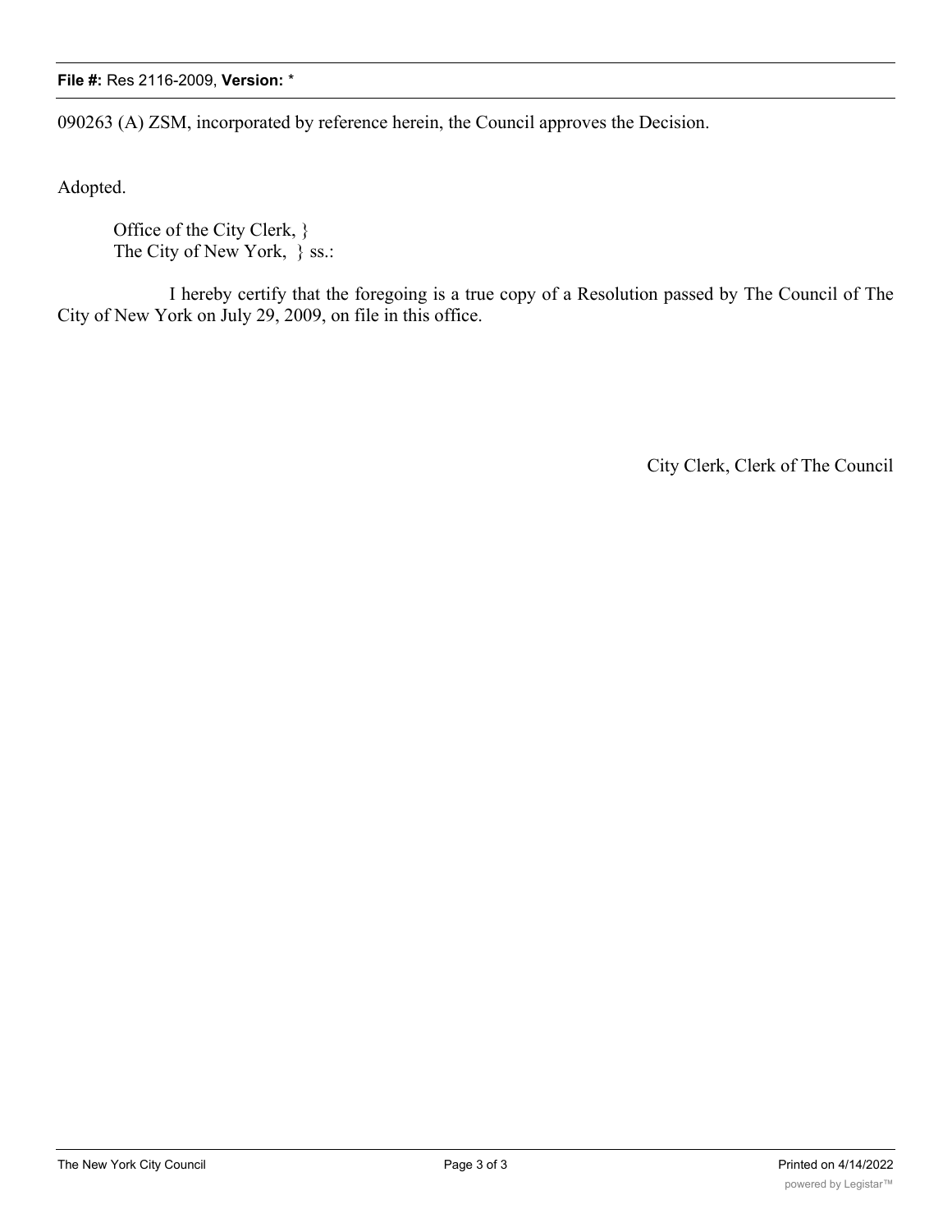090263 (A) ZSM, incorporated by reference herein, the Council approves the Decision.

Adopted.

Office of the City Clerk, }
The City of New York, } ss.:

I hereby certify that the foregoing is a true copy of a Resolution passed by The Council of The City of New York on July 29, 2009, on file in this office.

City Clerk, Clerk of The Council